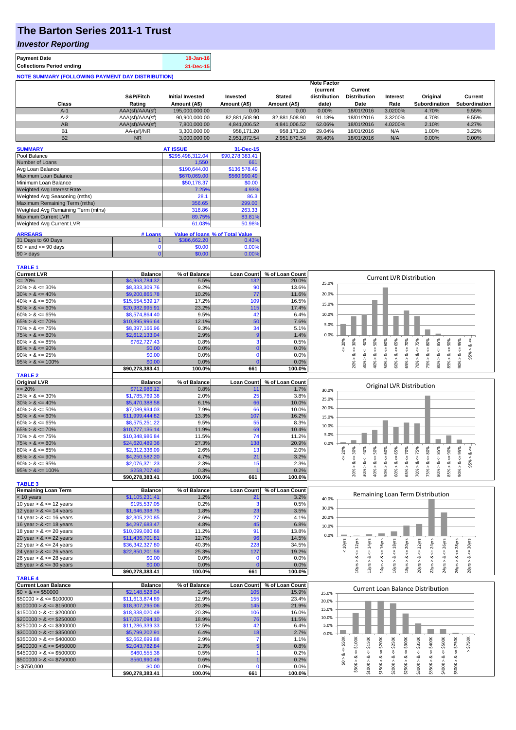# The Barton Series 2011-1 Trust

## *Investor Reporting*

| | |
|---|---|
| **Payment Date** | 18-Jan-16 |
| **Collections Period ending** | 31-Dec-15 |

**NOTE SUMMARY (FOLLOWING PAYMENT DAY DISTRIBUTION)**

| Class | S&P/Fitch Rating | Initial Invested Amount (A$) | Invested Amount (A$) | Stated Amount (A$) | Note Factor (current distribution date) | Current Distribution Date | Interest Rate | Original Subordination | Current Subordination |
|---|---|---|---|---|---|---|---|---|---|
| A-1 | AAA(sf)/AAA(sf) | 195,000,000.00 | 0.00 | 0.00 | 0.00% | 18/01/2016 | 3.0200% | 4.70% | 9.55% |
| A-2 | AAA(sf)/AAA(sf) | 90,900,000.00 | 82,881,508.90 | 82,881,508.90 | 91.18% | 18/01/2016 | 3.3200% | 4.70% | 9.55% |
| AB | AAA(sf)/AAA(sf) | 7,800,000.00 | 4,841,006.52 | 4,841,006.52 | 62.06% | 18/01/2016 | 4.0200% | 2.10% | 4.27% |
| B1 | AA-(sf)/NR | 3,300,000.00 | 958,171.20 | 958,171.20 | 29.04% | 18/01/2016 | N/A | 1.00% | 3.22% |
| B2 | NR | 3,000,000.00 | 2,951,872.54 | 2,951,872.54 | 98.40% | 18/01/2016 | N/A | 0.00% | 0.00% |

| SUMMARY | AT ISSUE | 31-Dec-15 |
|---|---|---|
| Pool Balance | $295,498,312.04 | $90,278,383.41 |
| Number of Loans | 1,550 | 661 |
| Avg Loan Balance | $190,644.00 | $136,578.49 |
| Maximum Loan Balance | $670,069.00 | $560,990.49 |
| Minimum Loan Balance | $50,178.37 | $0.00 |
| Weighted Avg Interest Rate | 7.25% | 4.93% |
| Weighted Avg Seasoning (mths) | 28.1 | 86.3 |
| Maximum Remaining Term (mths) | 356.65 | 299.00 |
| Weighted Avg Remaining Term (mths) | 318.86 | 263.33 |
| Maximum Current LVR | 89.75% | 83.81% |
| Weighted Avg Current LVR | 61.03% | 50.98% |

| ARREARS | # Loans | Value of loans | % of Total Value |
|---|---|---|---|
| 31 Days to 60 Days | 1 | $386,662.20 | 0.43% |
| 60 > and <= 90 days | 0 | $0.00 | 0.00% |
| 90 > days | 0 | $0.00 | 0.00% |

**TABLE 1**

| Current LVR | Balance | % of Balance | Loan Count | % of Loan Count |
|---|---|---|---|---|
| <= 20% | $4,963,784.32 | 5.5% | 132 | 20.0% |
| 20% > & <= 30% | $8,333,309.76 | 9.2% | 90 | 13.6% |
| 30% > & <= 40% | $9,200,865.78 | 10.2% | 77 | 11.6% |
| 40% > & <= 50% | $15,554,539.17 | 17.2% | 109 | 16.5% |
| 50% > & <= 60% | $20,982,995.91 | 23.2% | 115 | 17.4% |
| 60% > & <= 65% | $8,574,864.40 | 9.5% | 42 | 6.4% |
| 65% > & <= 70% | $10,895,996.64 | 12.1% | 50 | 7.6% |
| 70% > & <= 75% | $8,397,166.96 | 9.3% | 34 | 5.1% |
| 75% > & <= 80% | $2,612,133.04 | 2.9% | 9 | 1.4% |
| 80% > & <= 85% | $762,727.43 | 0.8% | 3 | 0.5% |
| 85% > & <= 90% | $0.00 | 0.0% | 0 | 0.0% |
| 90% > & <= 95% | $0.00 | 0.0% | 0 | 0.0% |
| 95% > & <= 100% | $0.00 | 0.0% | 0 | 0.0% |
| | $90,278,383.41 | 100.0% | 661 | 100.0% |

**TABLE 2**

| Original LVR | Balance | % of Balance | Loan Count | % of Loan Count |
|---|---|---|---|---|
| <= 20% | $712,986.12 | 0.8% | 11 | 1.7% |
| 25% > & <= 30% | $1,785,769.38 | 2.0% | 25 | 3.8% |
| 30% > & <= 40% | $5,470,388.58 | 6.1% | 66 | 10.0% |
| 40% > & <= 50% | $7,089,934.03 | 7.9% | 66 | 10.0% |
| 50% > & <= 60% | $11,999,444.82 | 13.3% | 107 | 16.2% |
| 60% > & <= 65% | $8,575,251.22 | 9.5% | 55 | 8.3% |
| 65% > & <= 70% | $10,777,136.14 | 11.9% | 69 | 10.4% |
| 70% > & <= 75% | $10,348,986.84 | 11.5% | 74 | 11.2% |
| 75% > & <= 80% | $24,620,489.36 | 27.3% | 138 | 20.9% |
| 80% > & <= 85% | $2,312,336.09 | 2.6% | 13 | 2.0% |
| 85% > & <= 90% | $4,250,582.20 | 4.7% | 21 | 3.2% |
| 90% > & <= 95% | $2,076,371.23 | 2.3% | 15 | 2.3% |
| 95% > & <= 100% | $258,707.40 | 0.3% | 1 | 0.2% |
| | $90,278,383.41 | 100.0% | 661 | 100.0% |

**TABLE 3**

| Remaining Loan Term | Balance | % of Balance | Loan Count | % of Loan Count |
|---|---|---|---|---|
| < 10 years | $1,105,231.41 | 1.2% | 21 | 3.2% |
| 10 year > & <= 12 years | $195,537.05 | 0.2% | 3 | 0.5% |
| 12 year > & <= 14 years | $1,646,398.75 | 1.8% | 23 | 3.5% |
| 14 year > & <= 16 years | $2,305,220.85 | 2.6% | 27 | 4.1% |
| 16 year > & <= 18 years | $4,297,683.47 | 4.8% | 45 | 6.8% |
| 18 year > & <= 20 years | $10,099,080.68 | 11.2% | 91 | 13.8% |
| 20 year > & <= 22 years | $11,436,701.81 | 12.7% | 96 | 14.5% |
| 22 year > & <= 24 years | $36,342,327.80 | 40.3% | 228 | 34.5% |
| 24 year > & <= 26 years | $22,850,201.59 | 25.3% | 127 | 19.2% |
| 26 year > & <= 28 years | $0.00 | 0.0% | 0 | 0.0% |
| 28 year > & <= 30 years | $0.00 | 0.0% | 0 | 0.0% |
| | $90,278,383.41 | 100.0% | 661 | 100.0% |

**TABLE 4**

| Current Loan Balance | Balance | % of Balance | Loan Count | % of Loan Count |
|---|---|---|---|---|
| $0 > & <= $50000 | $2,148,528.04 | 2.4% | 105 | 15.9% |
| $50000 > & <= $100000 | $11,613,874.89 | 12.9% | 155 | 23.4% |
| $100000 > & <= $150000 | $18,307,295.06 | 20.3% | 145 | 21.9% |
| $150000 > & <= $200000 | $18,338,020.49 | 20.3% | 106 | 16.0% |
| $200000 > & <= $250000 | $17,057,094.10 | 18.9% | 76 | 11.5% |
| $250000 > & <= $300000 | $11,286,339.33 | 12.5% | 42 | 6.4% |
| $300000 > & <= $350000 | $5,799,202.91 | 6.4% | 18 | 2.7% |
| $350000 > & <= $400000 | $2,662,699.88 | 2.9% | 7 | 1.1% |
| $400000 > & <= $450000 | $2,043,782.84 | 2.3% | 5 | 0.8% |
| $450000 > & <= $500000 | $460,555.38 | 0.5% | 1 | 0.2% |
| $500000 > & <= $750000 | $560,990.49 | 0.6% | 1 | 0.2% |
| > $750,000 | $0.00 | 0.0% | 0 | 0.0% |
| | $90,278,383.41 | 100.0% | 661 | 100.0% |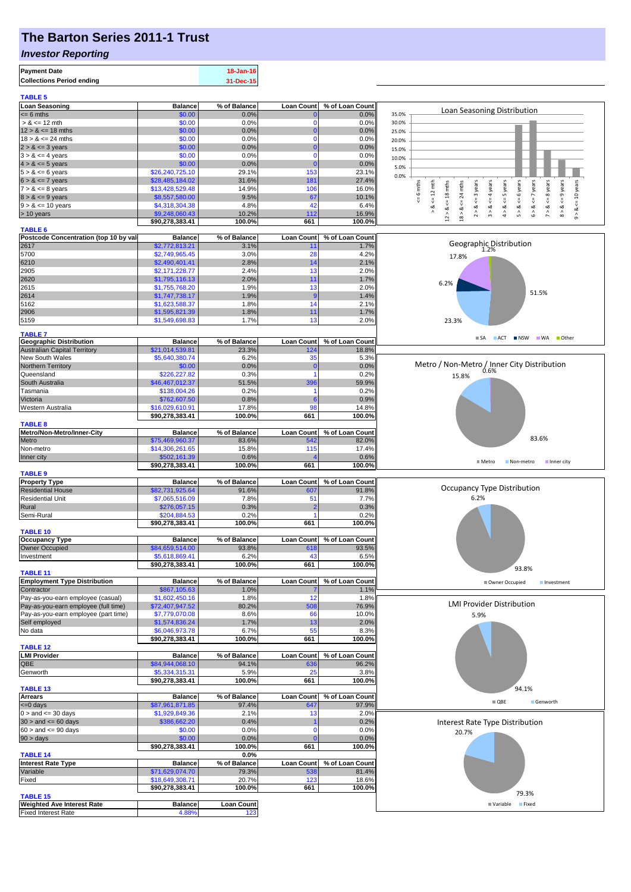# The Barton Series 2011-1 Trust

## *Investor Reporting*

| | |
|---|---|
| **Payment Date** | 18-Jan-16 |
| **Collections Period ending** | 31-Dec-15 |

**TABLE 5**

| Loan Seasoning | Balance | % of Balance | Loan Count | % of Loan Count |
|---|---|---|---|---|
| <= 6 mths | $0.00 | 0.0% | 0 | 0.0% |
| > & <= 12 mth | $0.00 | 0.0% | 0 | 0.0% |
| 12 > & <= 18 mths | $0.00 | 0.0% | 0 | 0.0% |
| 18 > & <= 24 mths | $0.00 | 0.0% | 0 | 0.0% |
| 2 > & <= 3 years | $0.00 | 0.0% | 0 | 0.0% |
| 3 > & <= 4 years | $0.00 | 0.0% | 0 | 0.0% |
| 4 > & <= 5 years | $0.00 | 0.0% | 0 | 0.0% |
| 5 > & <= 6 years | $26,240,725.10 | 29.1% | 153 | 23.1% |
| 6 > & <= 7 years | $28,485,184.02 | 31.6% | 181 | 27.4% |
| 7 > & <= 8 years | $13,428,529.48 | 14.9% | 106 | 16.0% |
| 8 > & <= 9 years | $8,557,580.00 | 9.5% | 67 | 10.1% |
| 9 > & <= 10 years | $4,318,304.38 | 4.8% | 42 | 6.4% |
| > 10 years | $9,248,060.43 | 10.2% | 112 | 16.9% |
| | $90,278,383.41 | 100.0% | 661 | 100.0% |

Loan Seasoning Distribution

35.0%
30.0%
25.0%
20.0%
15.0%
10.0%
5.0%
0.0%

<= 6 mths
> & <= 12 mth
12 > & <= 18 mths
18 > & <= 24 mths
2 > & <= 3 years
3 > & <= 4 years
4 > & <= 5 years
5 > & <= 6 years
6 > & <= 7 years
7 > & <= 8 years
8 > & <= 9 years
9 > & <= 10 years

**TABLE 6**

| Postcode Concentration (top 10 by value) | Balance | % of Balance | Loan Count | % of Loan Count |
|---|---|---|---|---|
| 2617 | $2,772,813.21 | 3.1% | 11 | 1.7% |
| 5700 | $2,749,965.45 | 3.0% | 28 | 4.2% |
| 6210 | $2,490,401.41 | 2.8% | 14 | 2.1% |
| 2905 | $2,171,228.77 | 2.4% | 13 | 2.0% |
| 2620 | $1,795,116.13 | 2.0% | 11 | 1.7% |
| 2615 | $1,755,768.20 | 1.9% | 13 | 2.0% |
| 2614 | $1,747,738.17 | 1.9% | 9 | 1.4% |
| 5162 | $1,623,588.37 | 1.8% | 14 | 2.1% |
| 2906 | $1,595,821.39 | 1.8% | 11 | 1.7% |
| 5159 | $1,549,698.83 | 1.7% | 13 | 2.0% |

Geographic Distribution

1.2%
17.8%
6.2%
51.5%
23.3%

SA ACT NSW WA Other

**TABLE 7**

| Geographic Distribution | Balance | % of Balance | Loan Count | % of Loan Count |
|---|---|---|---|---|
| Australian Capital Territory | $21,014,539.81 | 23.3% | 124 | 18.8% |
| New South Wales | $5,640,380.74 | 6.2% | 35 | 5.3% |
| Northern Territory | $0.00 | 0.0% | 0 | 0.0% |
| Queensland | $226,227.82 | 0.3% | 1 | 0.2% |
| South Australia | $46,467,012.37 | 51.5% | 396 | 59.9% |
| Tasmania | $138,004.26 | 0.2% | 1 | 0.2% |
| Victoria | $762,607.50 | 0.8% | 6 | 0.9% |
| Western Australia | $16,029,610.91 | 17.8% | 98 | 14.8% |
| | $90,278,383.41 | 100.0% | 661 | 100.0% |

Metro / Non-Metro / Inner City Distribution

0.6%
15.8%
83.6%

Metro Non-metro Inner city

**TABLE 8**

| Metro/Non-Metro/Inner-City | Balance | % of Balance | Loan Count | % of Loan Count |
|---|---|---|---|---|
| Metro | $75,469,960.37 | 83.6% | 542 | 82.0% |
| Non-metro | $14,306,261.65 | 15.8% | 115 | 17.4% |
| Inner city | $502,161.39 | 0.6% | 4 | 0.6% |
| | $90,278,383.41 | 100.0% | 661 | 100.0% |

**TABLE 9**

| Property Type | Balance | % of Balance | Loan Count | % of Loan Count |
|---|---|---|---|---|
| Residential House | $82,731,925.64 | 91.6% | 607 | 91.8% |
| Residential Unit | $7,065,516.09 | 7.8% | 51 | 7.7% |
| Rural | $276,057.15 | 0.3% | 2 | 0.3% |
| Semi-Rural | $204,884.53 | 0.2% | 1 | 0.2% |
| | $90,278,383.41 | 100.0% | 661 | 100.0% |

Occupancy Type Distribution

6.2%
93.8%

Owner Occupied Investment

**TABLE 10**

| Occupancy Type | Balance | % of Balance | Loan Count | % of Loan Count |
|---|---|---|---|---|
| Owner Occupied | $84,659,514.00 | 93.8% | 618 | 93.5% |
| Investment | $5,618,869.41 | 6.2% | 43 | 6.5% |
| | $90,278,383.41 | 100.0% | 661 | 100.0% |

**TABLE 11**

| Employment Type Distribution | Balance | % of Balance | Loan Count | % of Loan Count |
|---|---|---|---|---|
| Contractor | $867,105.63 | 1.0% | 7 | 1.1% |
| Pay-as-you-earn employee (casual) | $1,602,450.16 | 1.8% | 12 | 1.8% |
| Pay-as-you-earn employee (full time) | $72,407,947.52 | 80.2% | 508 | 76.9% |
| Pay-as-you-earn employee (part time) | $7,779,070.08 | 8.6% | 66 | 10.0% |
| Self employed | $1,574,836.24 | 1.7% | 13 | 2.0% |
| No data | $6,046,973.78 | 6.7% | 55 | 8.3% |
| | $90,278,383.41 | 100.0% | 661 | 100.0% |

LMI Provider Distribution

5.9%
94.1%

QBE Genworth

**TABLE 12**

| LMI Provider | Balance | % of Balance | Loan Count | % of Loan Count |
|---|---|---|---|---|
| QBE | $84,944,068.10 | 94.1% | 636 | 96.2% |
| Genworth | $5,334,315.31 | 5.9% | 25 | 3.8% |
| | $90,278,383.41 | 100.0% | 661 | 100.0% |

**TABLE 13**

| Arrears | Balance | % of Balance | Loan Count | % of Loan Count |
|---|---|---|---|---|
| <=0 days | $87,961,871.85 | 97.4% | 647 | 97.9% |
| 0 > and <= 30 days | $1,929,849.36 | 2.1% | 13 | 2.0% |
| 30 > and <= 60 days | $386,662.20 | 0.4% | 1 | 0.2% |
| 60 > and <= 90 days | $0.00 | 0.0% | 0 | 0.0% |
| 90 > days | $0.00 | 0.0% | 0 | 0.0% |
| | $90,278,383.41 | 100.0% | 661 | 100.0% |

Interest Rate Type Distribution

20.7%
79.3%

Variable Fixed

**TABLE 14**

| Interest Rate Type | Balance | % of Balance | Loan Count | % of Loan Count |
|---|---|---|---|---|
| | | 0.0% | | |
| Variable | $71,629,074.70 | 79.3% | 538 | 81.4% |
| Fixed | $18,649,308.71 | 20.7% | 123 | 18.6% |
| | $90,278,383.41 | 100.0% | 661 | 100.0% |

**TABLE 15**

| Weighted Ave Interest Rate | Balance | Loan Count |
|---|---|---|
| Fixed Interest Rate | 4.88% | 123 |